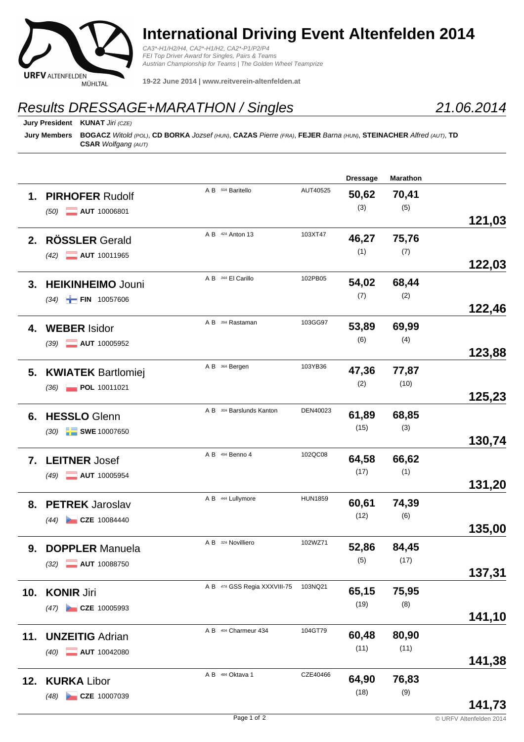# International Driving Event Altenfelden 2014

*CA3*-H1/H2/H4, CA2*-H1/H2, CA2*-P1/P2/P4*
*FEI Top Driver Award for Singles, Pairs & Teams*
*Austrian Championship for Teams | The Golden Wheel Teamprize*

**19-22 June 2014 | www.reitverein-altenfelden.at**

## *Results DRESSAGE+MARATHON / Singles* — *21.06.2014*

**Jury President** **KUNAT** *Jiri (CZE)*

**Jury Members** **BOGACZ** *Witold (POL)*, **CD BORKA** *Jozsef (HUN)*, **CAZAS** *Pierre (FRA)*, **FEJER** *Barna (HUN)*, **STEINACHER** *Alfred (AUT)*, **TD CSAR** *Wolfgang (AUT)*

| Rank | Driver | Horse | Horse ID | Dressage | Marathon | Total |
|---|---|---|---|---|---|---|
| 1. | **PIRHOFER** Rudolf (50) **AUT** 10006801 | A B 50A Baritello | AUT40525 | **50,62** (3) | **70,41** (5) | **121,03** |
| 2. | **RÖSSLER** Gerald (42) **AUT** 10011965 | A B 42A Anton 13 | 103XT47 | **46,27** (1) | **75,76** (7) | **122,03** |
| 3. | **HEIKINHEIMO** Jouni (34) **FIN** 10057606 | A B 34A El Carillo | 102PB05 | **54,02** (7) | **68,44** (2) | **122,46** |
| 4. | **WEBER** Isidor (39) **AUT** 10005952 | A B 39A Rastaman | 103GG97 | **53,89** (6) | **69,99** (4) | **123,88** |
| 5. | **KWIATEK** Bartlomiej (36) **POL** 10011021 | A B 36A Bergen | 103YB36 | **47,36** (2) | **77,87** (10) | **125,23** |
| 6. | **HESSLO** Glenn (30) **SWE** 10007650 | A B 30A Barslunds Kanton | DEN40023 | **61,89** (15) | **68,85** (3) | **130,74** |
| 7. | **LEITNER** Josef (49) **AUT** 10005954 | A B 49A Benno 4 | 102QC08 | **64,58** (17) | **66,62** (1) | **131,20** |
| 8. | **PETREK** Jaroslav (44) **CZE** 10084440 | A B 44A Lullymore | HUN1859 | **60,61** (12) | **74,39** (6) | **135,00** |
| 9. | **DOPPLER** Manuela (32) **AUT** 10088750 | A B 32A Novilliero | 102WZ71 | **52,86** (5) | **84,45** (17) | **137,31** |
| 10. | **KONIR** Jiri (47) **CZE** 10005993 | A B 47A GSS Regia XXXVIII-75 | 103NQ21 | **65,15** (19) | **75,95** (8) | **141,10** |
| 11. | **UNZEITIG** Adrian (40) **AUT** 10042080 | A B 40A Charmeur 434 | 104GT79 | **60,48** (11) | **80,90** (11) | **141,38** |
| 12. | **KURKA** Libor (48) **CZE** 10007039 | A B 48A Oktava 1 | CZE40466 | **64,90** (18) | **76,83** (9) | **141,73** |

© URFV Altenfelden 2014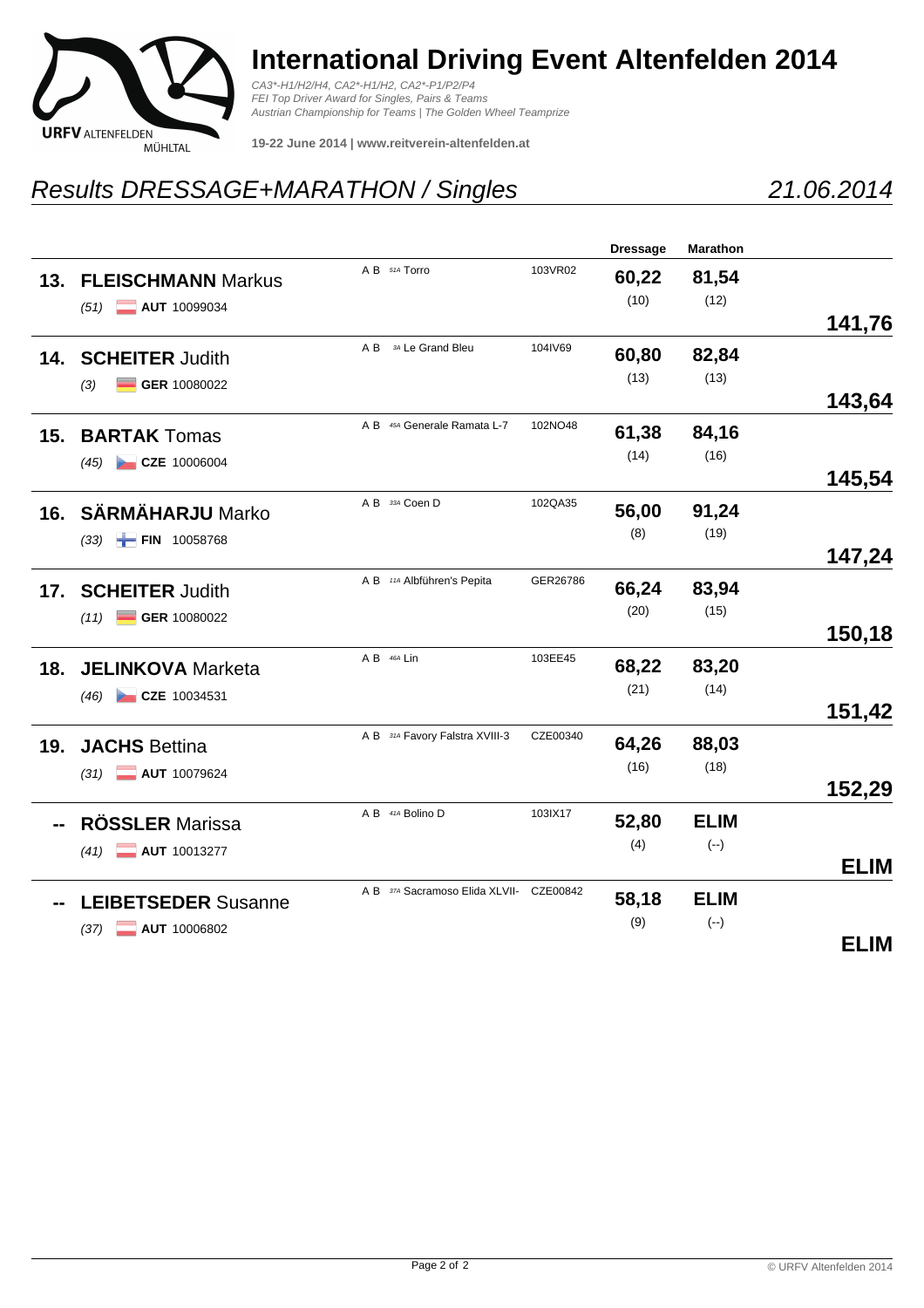# International Driving Event Altenfelden 2014

*CA3\*-H1/H2/H4, CA2\*-H1/H2, CA2\*-P1/P2/P4*
*FEI Top Driver Award for Singles, Pairs & Teams*
*Austrian Championship for Teams | The Golden Wheel Teamprize*

**19-22 June 2014 | www.reitverein-altenfelden.at**

## *Results DRESSAGE+MARATHON / Singles* — *21.06.2014*

| Rank | Name | Nation / FEI ID | Horses | Horse ID | Dressage | Marathon | Total |
|---|---|---|---|---|---|---|---|
| 13. | **FLEISCHMANN** Markus (51) | **AUT** 10099034 | A B *51A* Torro | 103VR02 | **60,22** (10) | **81,54** (12) | **141,76** |
| 14. | **SCHEITER** Judith (3) | **GER** 10080022 | A B *3A* Le Grand Bleu | 104IV69 | **60,80** (13) | **82,84** (13) | **143,64** |
| 15. | **BARTAK** Tomas (45) | **CZE** 10006004 | A B *45A* Generale Ramata L-7 | 102NO48 | **61,38** (14) | **84,16** (16) | **145,54** |
| 16. | **SÄRMÄHARJU** Marko (33) | **FIN** 10058768 | A B *33A* Coen D | 102QA35 | **56,00** (8) | **91,24** (19) | **147,24** |
| 17. | **SCHEITER** Judith (11) | **GER** 10080022 | A B *11A* Albführen's Pepita | GER26786 | **66,24** (20) | **83,94** (15) | **150,18** |
| 18. | **JELINKOVA** Marketa (46) | **CZE** 10034531 | A B *46A* Lin | 103EE45 | **68,22** (21) | **83,20** (14) | **151,42** |
| 19. | **JACHS** Bettina (31) | **AUT** 10079624 | A B *31A* Favory Falstra XVIII-3 | CZE00340 | **64,26** (16) | **88,03** (18) | **152,29** |
| -- | **RÖSSLER** Marissa (41) | **AUT** 10013277 | A B *41A* Bolino D | 103IX17 | **52,80** (4) | **ELIM** (--) | **ELIM** |
| -- | **LEIBETSEDER** Susanne (37) | **AUT** 10006802 | A B *37A* Sacramoso Elida XLVII- | CZE00842 | **58,18** (9) | **ELIM** (--) | **ELIM** |

© URFV Altenfelden 2014